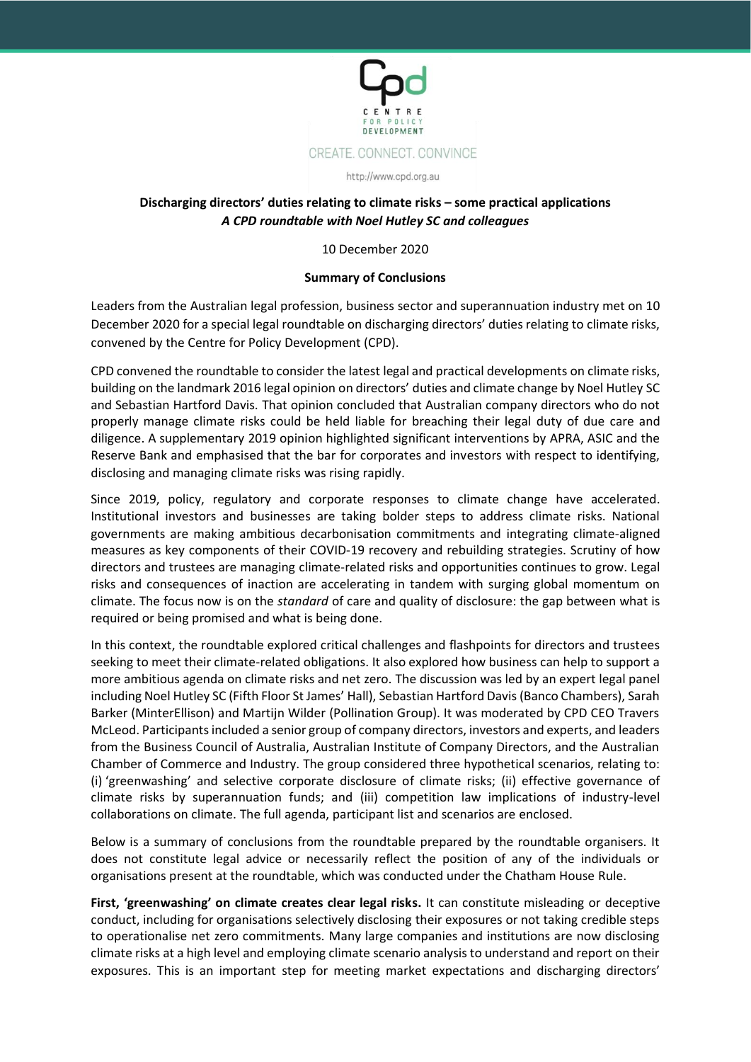CENTRE FOR POLICY DEVELOPMENT

CREATE. CONNECT. CONVINCE

http://www.cpd.org.au

## Discharging directors' duties relating to climate risks – some practical applications
### *A CPD roundtable with Noel Hutley SC and colleagues*

10 December 2020

### Summary of Conclusions

Leaders from the Australian legal profession, business sector and superannuation industry met on 10 December 2020 for a special legal roundtable on discharging directors' duties relating to climate risks, convened by the Centre for Policy Development (CPD).

CPD convened the roundtable to consider the latest legal and practical developments on climate risks, building on the landmark 2016 legal opinion on directors' duties and climate change by Noel Hutley SC and Sebastian Hartford Davis. That opinion concluded that Australian company directors who do not properly manage climate risks could be held liable for breaching their legal duty of due care and diligence. A supplementary 2019 opinion highlighted significant interventions by APRA, ASIC and the Reserve Bank and emphasised that the bar for corporates and investors with respect to identifying, disclosing and managing climate risks was rising rapidly.

Since 2019, policy, regulatory and corporate responses to climate change have accelerated. Institutional investors and businesses are taking bolder steps to address climate risks. National governments are making ambitious decarbonisation commitments and integrating climate-aligned measures as key components of their COVID-19 recovery and rebuilding strategies. Scrutiny of how directors and trustees are managing climate-related risks and opportunities continues to grow. Legal risks and consequences of inaction are accelerating in tandem with surging global momentum on climate. The focus now is on the *standard* of care and quality of disclosure: the gap between what is required or being promised and what is being done.

In this context, the roundtable explored critical challenges and flashpoints for directors and trustees seeking to meet their climate-related obligations. It also explored how business can help to support a more ambitious agenda on climate risks and net zero. The discussion was led by an expert legal panel including Noel Hutley SC (Fifth Floor St James' Hall), Sebastian Hartford Davis (Banco Chambers), Sarah Barker (MinterEllison) and Martijn Wilder (Pollination Group). It was moderated by CPD CEO Travers McLeod. Participants included a senior group of company directors, investors and experts, and leaders from the Business Council of Australia, Australian Institute of Company Directors, and the Australian Chamber of Commerce and Industry. The group considered three hypothetical scenarios, relating to: (i) 'greenwashing' and selective corporate disclosure of climate risks; (ii) effective governance of climate risks by superannuation funds; and (iii) competition law implications of industry-level collaborations on climate. The full agenda, participant list and scenarios are enclosed.

Below is a summary of conclusions from the roundtable prepared by the roundtable organisers. It does not constitute legal advice or necessarily reflect the position of any of the individuals or organisations present at the roundtable, which was conducted under the Chatham House Rule.

**First, 'greenwashing' on climate creates clear legal risks.** It can constitute misleading or deceptive conduct, including for organisations selectively disclosing their exposures or not taking credible steps to operationalise net zero commitments. Many large companies and institutions are now disclosing climate risks at a high level and employing climate scenario analysis to understand and report on their exposures. This is an important step for meeting market expectations and discharging directors'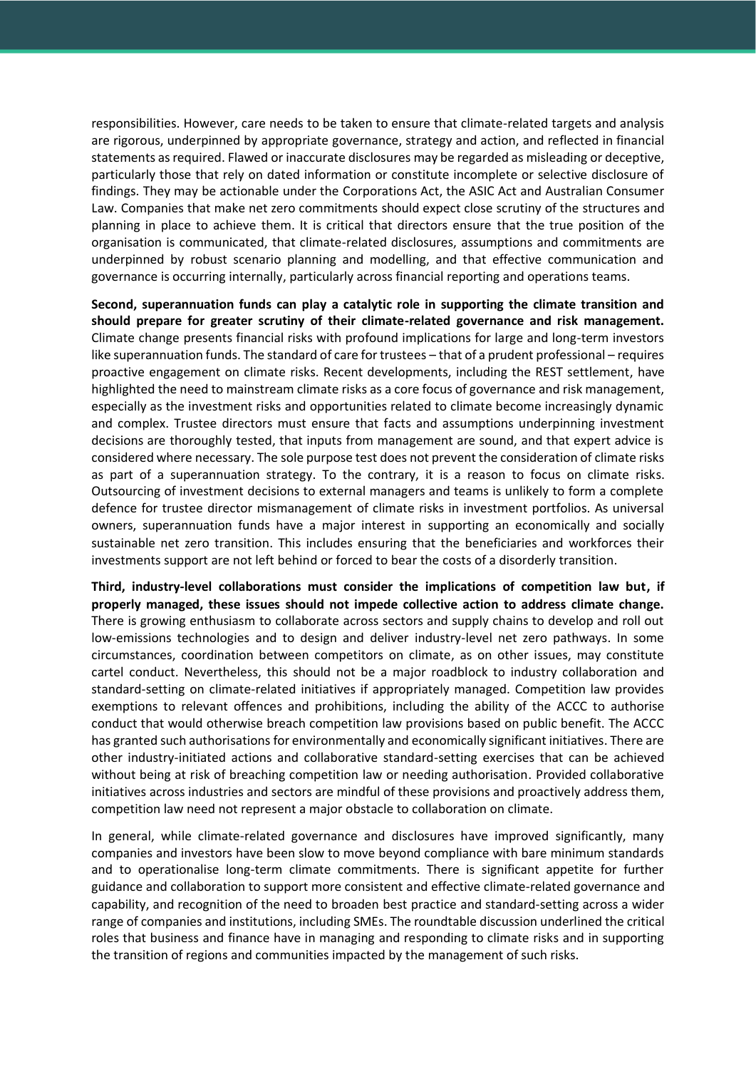responsibilities. However, care needs to be taken to ensure that climate-related targets and analysis are rigorous, underpinned by appropriate governance, strategy and action, and reflected in financial statements as required. Flawed or inaccurate disclosures may be regarded as misleading or deceptive, particularly those that rely on dated information or constitute incomplete or selective disclosure of findings. They may be actionable under the Corporations Act, the ASIC Act and Australian Consumer Law. Companies that make net zero commitments should expect close scrutiny of the structures and planning in place to achieve them. It is critical that directors ensure that the true position of the organisation is communicated, that climate-related disclosures, assumptions and commitments are underpinned by robust scenario planning and modelling, and that effective communication and governance is occurring internally, particularly across financial reporting and operations teams.

**Second, superannuation funds can play a catalytic role in supporting the climate transition and should prepare for greater scrutiny of their climate-related governance and risk management.** Climate change presents financial risks with profound implications for large and long-term investors like superannuation funds. The standard of care for trustees – that of a prudent professional – requires proactive engagement on climate risks. Recent developments, including the REST settlement, have highlighted the need to mainstream climate risks as a core focus of governance and risk management, especially as the investment risks and opportunities related to climate become increasingly dynamic and complex. Trustee directors must ensure that facts and assumptions underpinning investment decisions are thoroughly tested, that inputs from management are sound, and that expert advice is considered where necessary. The sole purpose test does not prevent the consideration of climate risks as part of a superannuation strategy. To the contrary, it is a reason to focus on climate risks. Outsourcing of investment decisions to external managers and teams is unlikely to form a complete defence for trustee director mismanagement of climate risks in investment portfolios. As universal owners, superannuation funds have a major interest in supporting an economically and socially sustainable net zero transition. This includes ensuring that the beneficiaries and workforces their investments support are not left behind or forced to bear the costs of a disorderly transition.

**Third, industry-level collaborations must consider the implications of competition law but, if properly managed, these issues should not impede collective action to address climate change.** There is growing enthusiasm to collaborate across sectors and supply chains to develop and roll out low-emissions technologies and to design and deliver industry-level net zero pathways. In some circumstances, coordination between competitors on climate, as on other issues, may constitute cartel conduct. Nevertheless, this should not be a major roadblock to industry collaboration and standard-setting on climate-related initiatives if appropriately managed. Competition law provides exemptions to relevant offences and prohibitions, including the ability of the ACCC to authorise conduct that would otherwise breach competition law provisions based on public benefit. The ACCC has granted such authorisations for environmentally and economically significant initiatives. There are other industry-initiated actions and collaborative standard-setting exercises that can be achieved without being at risk of breaching competition law or needing authorisation. Provided collaborative initiatives across industries and sectors are mindful of these provisions and proactively address them, competition law need not represent a major obstacle to collaboration on climate.

In general, while climate-related governance and disclosures have improved significantly, many companies and investors have been slow to move beyond compliance with bare minimum standards and to operationalise long-term climate commitments. There is significant appetite for further guidance and collaboration to support more consistent and effective climate-related governance and capability, and recognition of the need to broaden best practice and standard-setting across a wider range of companies and institutions, including SMEs. The roundtable discussion underlined the critical roles that business and finance have in managing and responding to climate risks and in supporting the transition of regions and communities impacted by the management of such risks.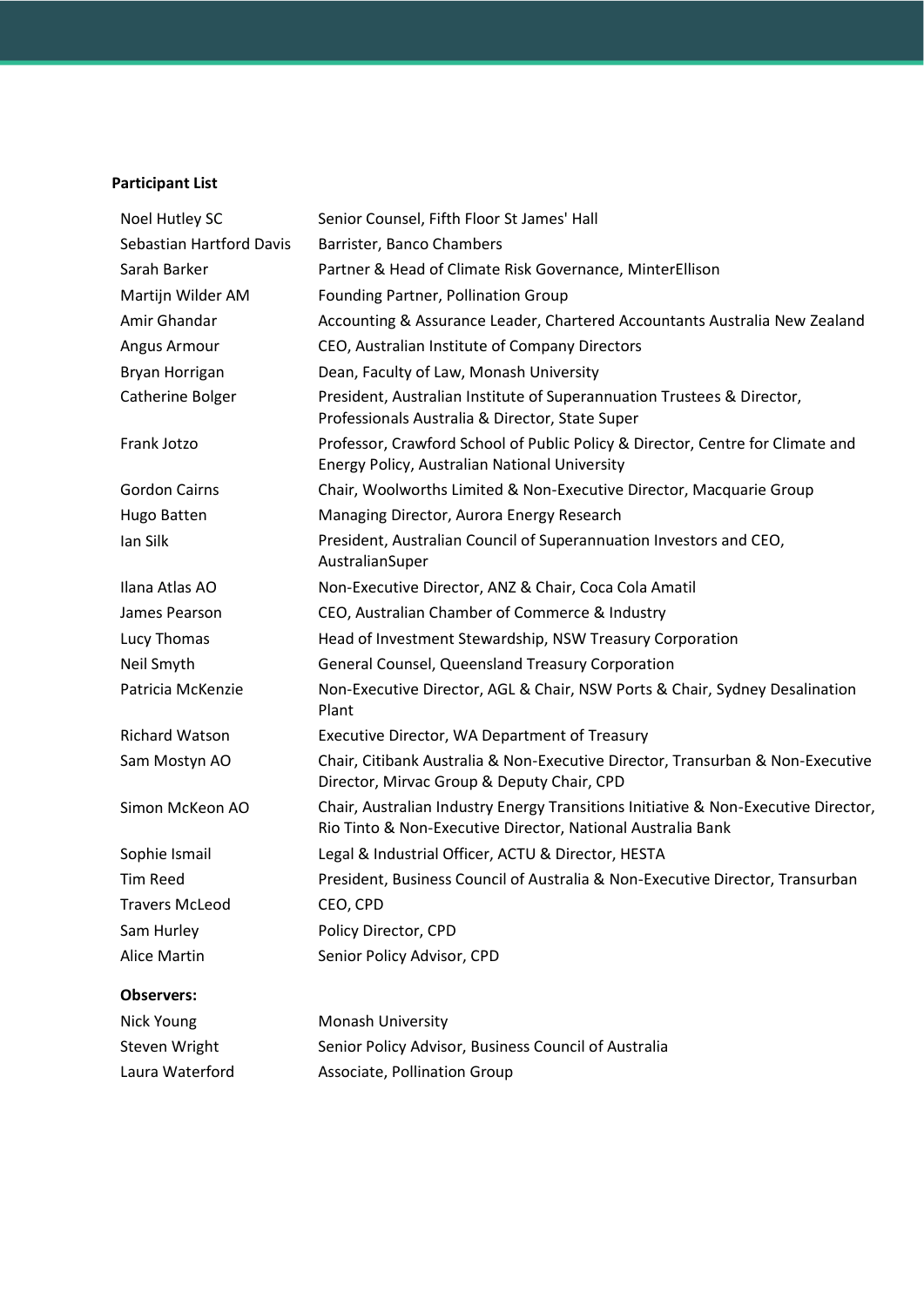**Participant List**

| | |
|---|---|
| Noel Hutley SC | Senior Counsel, Fifth Floor St James' Hall |
| Sebastian Hartford Davis | Barrister, Banco Chambers |
| Sarah Barker | Partner & Head of Climate Risk Governance, MinterEllison |
| Martijn Wilder AM | Founding Partner, Pollination Group |
| Amir Ghandar | Accounting & Assurance Leader, Chartered Accountants Australia New Zealand |
| Angus Armour | CEO, Australian Institute of Company Directors |
| Bryan Horrigan | Dean, Faculty of Law, Monash University |
| Catherine Bolger | President, Australian Institute of Superannuation Trustees & Director, Professionals Australia & Director, State Super |
| Frank Jotzo | Professor, Crawford School of Public Policy & Director, Centre for Climate and Energy Policy, Australian National University |
| Gordon Cairns | Chair, Woolworths Limited & Non-Executive Director, Macquarie Group |
| Hugo Batten | Managing Director, Aurora Energy Research |
| Ian Silk | President, Australian Council of Superannuation Investors and CEO, AustralianSuper |
| Ilana Atlas AO | Non-Executive Director, ANZ & Chair, Coca Cola Amatil |
| James Pearson | CEO, Australian Chamber of Commerce & Industry |
| Lucy Thomas | Head of Investment Stewardship, NSW Treasury Corporation |
| Neil Smyth | General Counsel, Queensland Treasury Corporation |
| Patricia McKenzie | Non-Executive Director, AGL & Chair, NSW Ports & Chair, Sydney Desalination Plant |
| Richard Watson | Executive Director, WA Department of Treasury |
| Sam Mostyn AO | Chair, Citibank Australia & Non-Executive Director, Transurban & Non-Executive Director, Mirvac Group & Deputy Chair, CPD |
| Simon McKeon AO | Chair, Australian Industry Energy Transitions Initiative & Non-Executive Director, Rio Tinto & Non-Executive Director, National Australia Bank |
| Sophie Ismail | Legal & Industrial Officer, ACTU & Director, HESTA |
| Tim Reed | President, Business Council of Australia & Non-Executive Director, Transurban |
| Travers McLeod | CEO, CPD |
| Sam Hurley | Policy Director, CPD |
| Alice Martin | Senior Policy Advisor, CPD |

**Observers:**

| | |
|---|---|
| Nick Young | Monash University |
| Steven Wright | Senior Policy Advisor, Business Council of Australia |
| Laura Waterford | Associate, Pollination Group |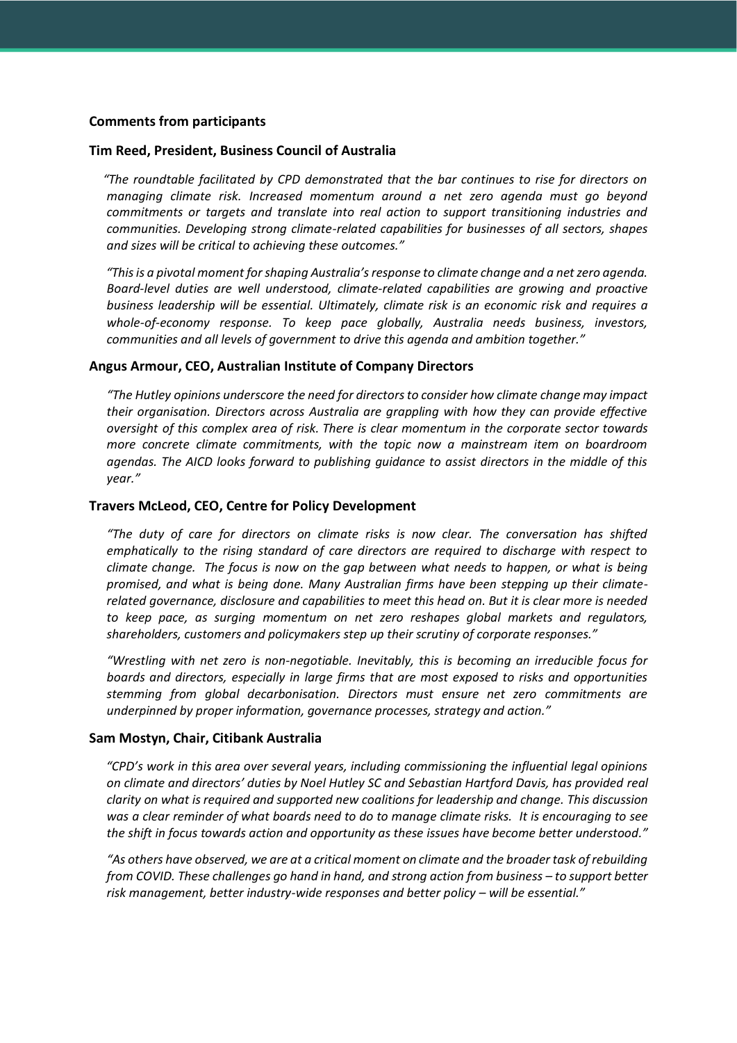## Comments from participants

### Tim Reed, President, Business Council of Australia

*"The roundtable facilitated by CPD demonstrated that the bar continues to rise for directors on managing climate risk. Increased momentum around a net zero agenda must go beyond commitments or targets and translate into real action to support transitioning industries and communities. Developing strong climate-related capabilities for businesses of all sectors, shapes and sizes will be critical to achieving these outcomes."*

*"This is a pivotal moment for shaping Australia's response to climate change and a net zero agenda. Board-level duties are well understood, climate-related capabilities are growing and proactive business leadership will be essential. Ultimately, climate risk is an economic risk and requires a whole-of-economy response. To keep pace globally, Australia needs business, investors, communities and all levels of government to drive this agenda and ambition together."*

### Angus Armour, CEO, Australian Institute of Company Directors

*"The Hutley opinions underscore the need for directors to consider how climate change may impact their organisation. Directors across Australia are grappling with how they can provide effective oversight of this complex area of risk. There is clear momentum in the corporate sector towards more concrete climate commitments, with the topic now a mainstream item on boardroom agendas. The AICD looks forward to publishing guidance to assist directors in the middle of this year."*

### Travers McLeod, CEO, Centre for Policy Development

*"The duty of care for directors on climate risks is now clear. The conversation has shifted emphatically to the rising standard of care directors are required to discharge with respect to climate change. The focus is now on the gap between what needs to happen, or what is being promised, and what is being done. Many Australian firms have been stepping up their climate-related governance, disclosure and capabilities to meet this head on. But it is clear more is needed to keep pace, as surging momentum on net zero reshapes global markets and regulators, shareholders, customers and policymakers step up their scrutiny of corporate responses."*

*"Wrestling with net zero is non-negotiable. Inevitably, this is becoming an irreducible focus for boards and directors, especially in large firms that are most exposed to risks and opportunities stemming from global decarbonisation. Directors must ensure net zero commitments are underpinned by proper information, governance processes, strategy and action."*

### Sam Mostyn, Chair, Citibank Australia

*"CPD's work in this area over several years, including commissioning the influential legal opinions on climate and directors' duties by Noel Hutley SC and Sebastian Hartford Davis, has provided real clarity on what is required and supported new coalitions for leadership and change. This discussion was a clear reminder of what boards need to do to manage climate risks. It is encouraging to see the shift in focus towards action and opportunity as these issues have become better understood."*

*"As others have observed, we are at a critical moment on climate and the broader task of rebuilding from COVID. These challenges go hand in hand, and strong action from business – to support better risk management, better industry-wide responses and better policy – will be essential."*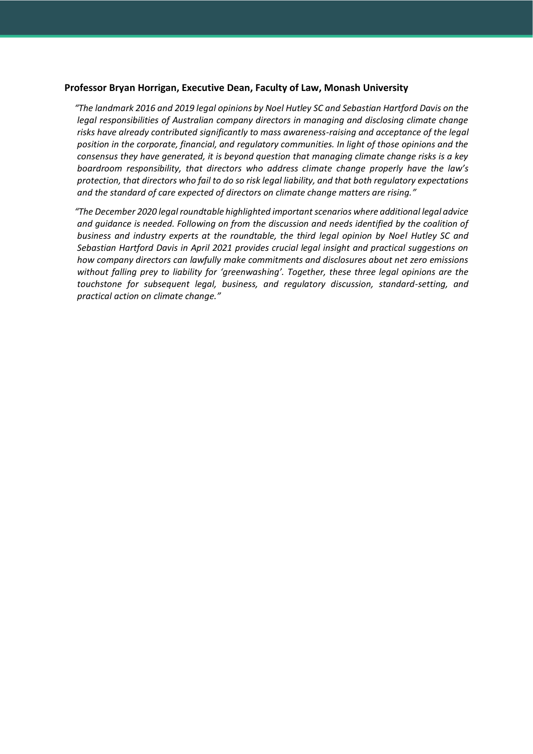**Professor Bryan Horrigan, Executive Dean, Faculty of Law, Monash University**

*"The landmark 2016 and 2019 legal opinions by Noel Hutley SC and Sebastian Hartford Davis on the legal responsibilities of Australian company directors in managing and disclosing climate change risks have already contributed significantly to mass awareness-raising and acceptance of the legal position in the corporate, financial, and regulatory communities. In light of those opinions and the consensus they have generated, it is beyond question that managing climate change risks is a key boardroom responsibility, that directors who address climate change properly have the law's protection, that directors who fail to do so risk legal liability, and that both regulatory expectations and the standard of care expected of directors on climate change matters are rising."*

*"The December 2020 legal roundtable highlighted important scenarios where additional legal advice and guidance is needed. Following on from the discussion and needs identified by the coalition of business and industry experts at the roundtable, the third legal opinion by Noel Hutley SC and Sebastian Hartford Davis in April 2021 provides crucial legal insight and practical suggestions on how company directors can lawfully make commitments and disclosures about net zero emissions without falling prey to liability for 'greenwashing'. Together, these three legal opinions are the touchstone for subsequent legal, business, and regulatory discussion, standard-setting, and practical action on climate change."*